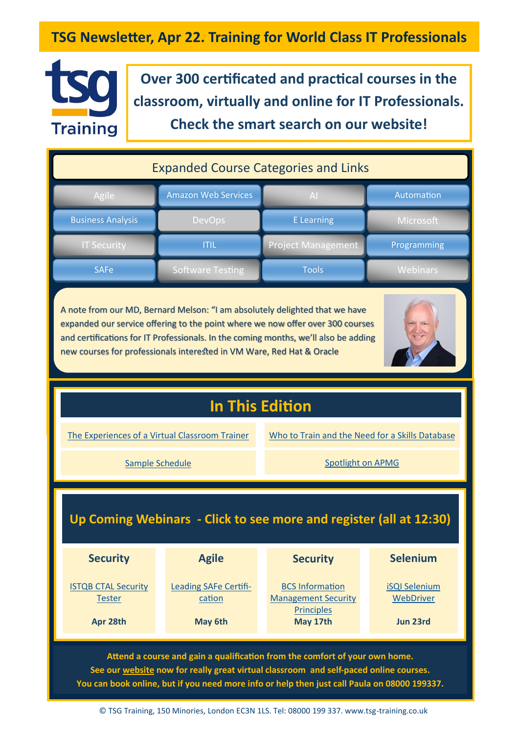# TSG Newsletter, Apr 22. Training for World Class IT Professionals

tsg Training

**Over 300 certificated and practical courses in the classroom, virtually and online for IT Professionals. Check the smart search on our website!**

## Expanded Course Categories and Links

| | | | |
|---|---|---|---|
| Agile | Amazon Web Services | AI | Automation |
| Business Analysis | DevOps | E Learning | Microsoft |
| IT Security | ITIL | Project Management | Programming |
| SAFe | Software Testing | Tools | Webinars |

A note from our MD, Bernard Melson: "I am absolutely delighted that we have expanded our service offering to the point where we now offer over 300 courses and certifications for IT Professionals. In the coming months, we'll also be adding new courses for professionals interested in VM Ware, Red Hat & Oracle

## In This Edition

- The Experiences of a Virtual Classroom Trainer
- Who to Train and the Need for a Skills Database
- Sample Schedule
- Spotlight on APMG

## Up Coming Webinars - Click to see more and register (all at 12:30)

| Security | Agile | Security | Selenium |
|---|---|---|---|
| ISTQB CTAL Security Tester | Leading SAFe Certification | BCS Information Management Security Principles | iSQI Selenium WebDriver |
| **Apr 28th** | **May 6th** | **May 17th** | **Jun 23rd** |

**Attend a course and gain a qualification from the comfort of your own home.**
**See our website now for really great virtual classroom and self-paced online courses.**
**You can book online, but if you need more info or help then just call Paula on 08000 199337.**

© TSG Training, 150 Minories, London EC3N 1LS. Tel: 08000 199 337. www.tsg-training.co.uk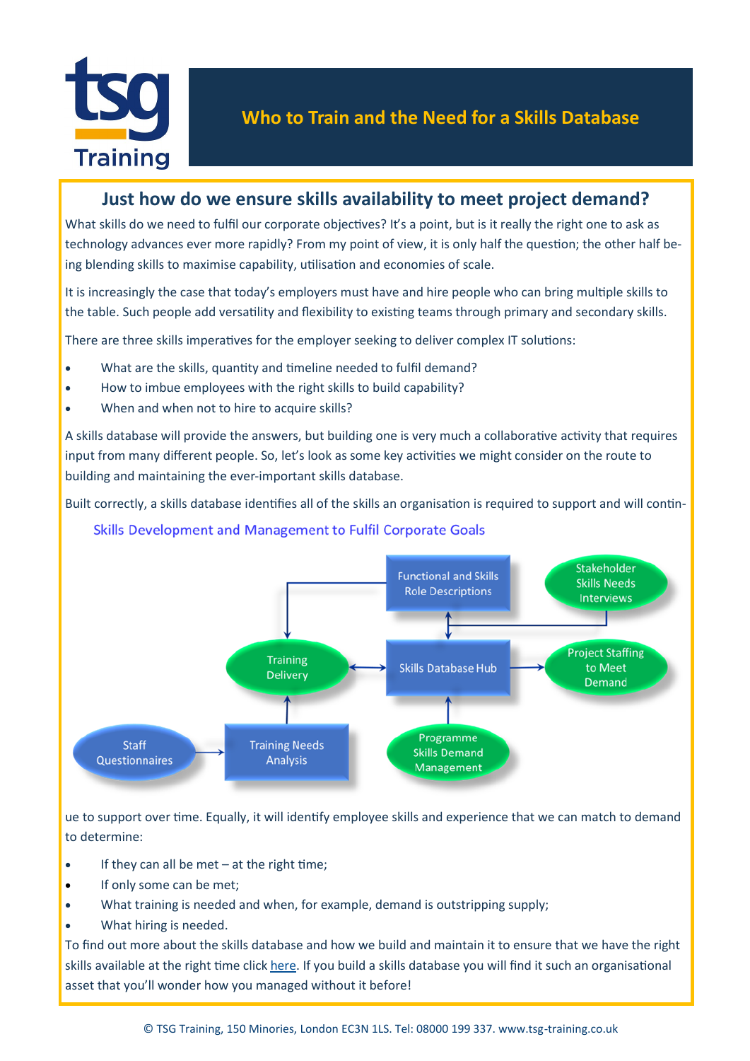# Who to Train and the Need for a Skills Database

## Just how do we ensure skills availability to meet project demand?

What skills do we need to fulfil our corporate objectives? It's a point, but is it really the right one to ask as technology advances ever more rapidly? From my point of view, it is only half the question; the other half being blending skills to maximise capability, utilisation and economies of scale.

It is increasingly the case that today's employers must have and hire people who can bring multiple skills to the table. Such people add versatility and flexibility to existing teams through primary and secondary skills.

There are three skills imperatives for the employer seeking to deliver complex IT solutions:

- What are the skills, quantity and timeline needed to fulfil demand?
- How to imbue employees with the right skills to build capability?
- When and when not to hire to acquire skills?

A skills database will provide the answers, but building one is very much a collaborative activity that requires input from many different people. So, let's look as some key activities we might consider on the route to building and maintaining the ever-important skills database.

Built correctly, a skills database identifies all of the skills an organisation is required to support and will continue to support over time. Equally, it will identify employee skills and experience that we can match to demand to determine:

- If they can all be met – at the right time;
- If only some can be met;
- What training is needed and when, for example, demand is outstripping supply;
- What hiring is needed.

Skills Development and Management to Fulfil Corporate Goals

To find out more about the skills database and how we build and maintain it to ensure that we have the right skills available at the right time click here. If you build a skills database you will find it such an organisational asset that you'll wonder how you managed without it before!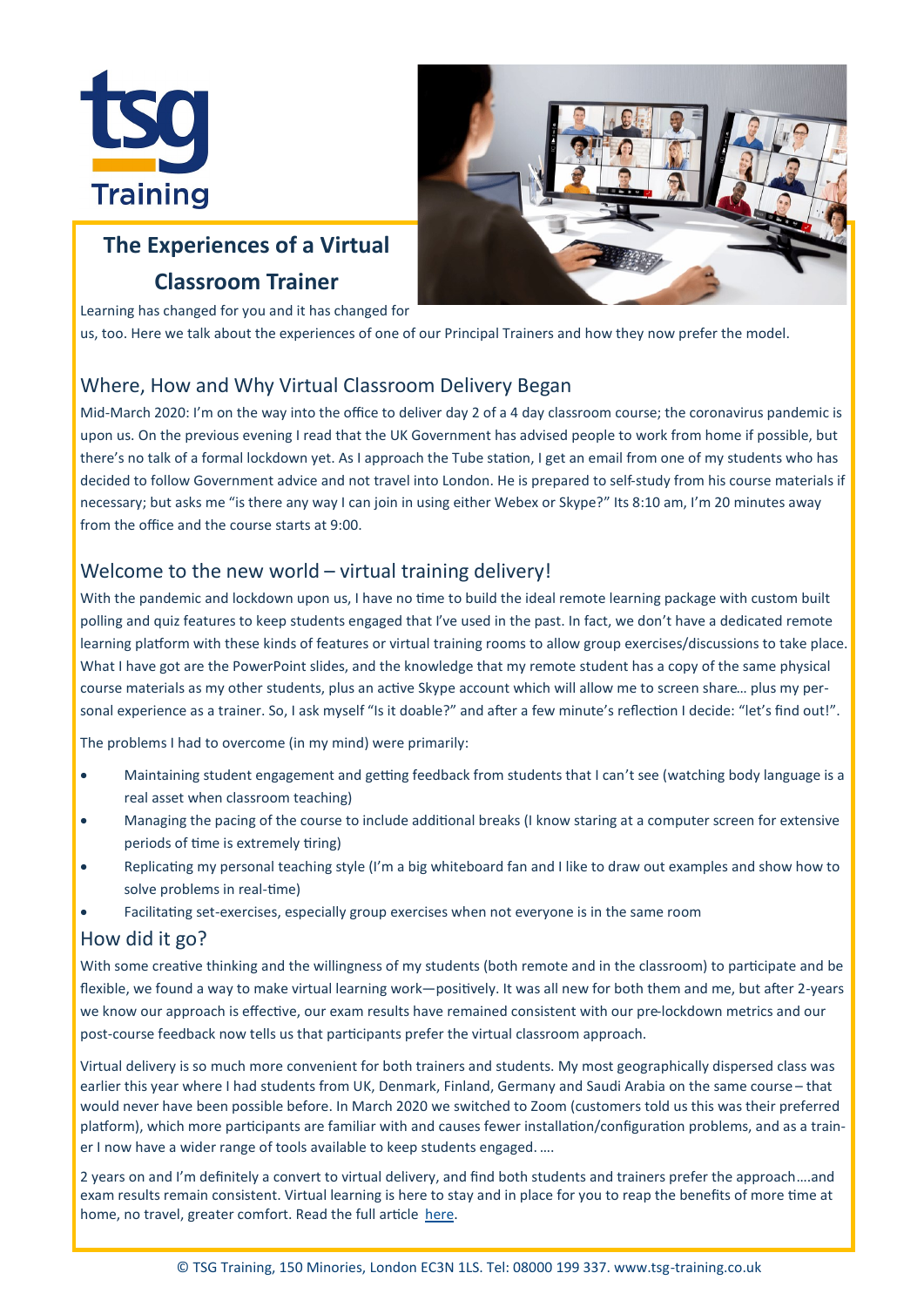# The Experiences of a Virtual Classroom Trainer

Learning has changed for you and it has changed for us, too. Here we talk about the experiences of one of our Principal Trainers and how they now prefer the model.

## Where, How and Why Virtual Classroom Delivery Began

Mid-March 2020: I'm on the way into the office to deliver day 2 of a 4 day classroom course; the coronavirus pandemic is upon us. On the previous evening I read that the UK Government has advised people to work from home if possible, but there's no talk of a formal lockdown yet. As I approach the Tube station, I get an email from one of my students who has decided to follow Government advice and not travel into London. He is prepared to self-study from his course materials if necessary; but asks me "is there any way I can join in using either Webex or Skype?" Its 8:10 am, I'm 20 minutes away from the office and the course starts at 9:00.

## Welcome to the new world – virtual training delivery!

With the pandemic and lockdown upon us, I have no time to build the ideal remote learning package with custom built polling and quiz features to keep students engaged that I've used in the past. In fact, we don't have a dedicated remote learning platform with these kinds of features or virtual training rooms to allow group exercises/discussions to take place. What I have got are the PowerPoint slides, and the knowledge that my remote student has a copy of the same physical course materials as my other students, plus an active Skype account which will allow me to screen share… plus my personal experience as a trainer. So, I ask myself "Is it doable?" and after a few minute's reflection I decide: "let's find out!".

The problems I had to overcome (in my mind) were primarily:

- Maintaining student engagement and getting feedback from students that I can't see (watching body language is a real asset when classroom teaching)
- Managing the pacing of the course to include additional breaks (I know staring at a computer screen for extensive periods of time is extremely tiring)
- Replicating my personal teaching style (I'm a big whiteboard fan and I like to draw out examples and show how to solve problems in real-time)
- Facilitating set-exercises, especially group exercises when not everyone is in the same room

## How did it go?

With some creative thinking and the willingness of my students (both remote and in the classroom) to participate and be flexible, we found a way to make virtual learning work—positively. It was all new for both them and me, but after 2-years we know our approach is effective, our exam results have remained consistent with our pre-lockdown metrics and our post-course feedback now tells us that participants prefer the virtual classroom approach.

Virtual delivery is so much more convenient for both trainers and students. My most geographically dispersed class was earlier this year where I had students from UK, Denmark, Finland, Germany and Saudi Arabia on the same course – that would never have been possible before. In March 2020 we switched to Zoom (customers told us this was their preferred platform), which more participants are familiar with and causes fewer installation/configuration problems, and as a trainer I now have a wider range of tools available to keep students engaged. ….

2 years on and I'm definitely a convert to virtual delivery, and find both students and trainers prefer the approach….and exam results remain consistent. Virtual learning is here to stay and in place for you to reap the benefits of more time at home, no travel, greater comfort. Read the full article here.

© TSG Training, 150 Minories, London EC3N 1LS. Tel: 08000 199 337. www.tsg-training.co.uk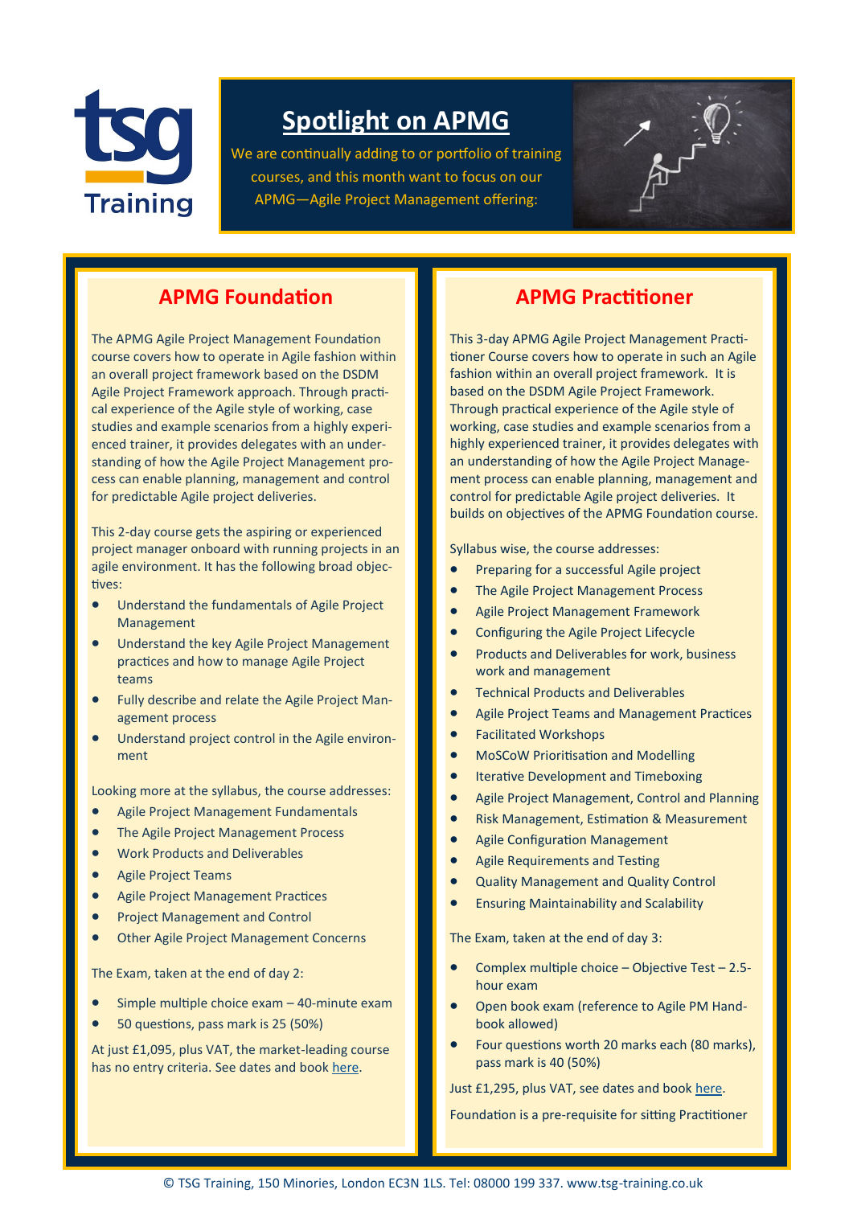tsg Training

# Spotlight on APMG

We are continually adding to or portfolio of training courses, and this month want to focus on our APMG—Agile Project Management offering:

## APMG Foundation

The APMG Agile Project Management Foundation course covers how to operate in Agile fashion within an overall project framework based on the DSDM Agile Project Framework approach. Through practical experience of the Agile style of working, case studies and example scenarios from a highly experienced trainer, it provides delegates with an understanding of how the Agile Project Management process can enable planning, management and control for predictable Agile project deliveries.

This 2-day course gets the aspiring or experienced project manager onboard with running projects in an agile environment. It has the following broad objectives:

- Understand the fundamentals of Agile Project Management
- Understand the key Agile Project Management practices and how to manage Agile Project teams
- Fully describe and relate the Agile Project Management process
- Understand project control in the Agile environment

Looking more at the syllabus, the course addresses:

- Agile Project Management Fundamentals
- The Agile Project Management Process
- Work Products and Deliverables
- Agile Project Teams
- Agile Project Management Practices
- Project Management and Control
- Other Agile Project Management Concerns

The Exam, taken at the end of day 2:

- Simple multiple choice exam – 40-minute exam
- 50 questions, pass mark is 25 (50%)

At just £1,095, plus VAT, the market-leading course has no entry criteria. See dates and book here.

## APMG Practitioner

This 3-day APMG Agile Project Management Practitioner Course covers how to operate in such an Agile fashion within an overall project framework. It is based on the DSDM Agile Project Framework. Through practical experience of the Agile style of working, case studies and example scenarios from a highly experienced trainer, it provides delegates with an understanding of how the Agile Project Management process can enable planning, management and control for predictable Agile project deliveries. It builds on objectives of the APMG Foundation course.

Syllabus wise, the course addresses:

- Preparing for a successful Agile project
- The Agile Project Management Process
- Agile Project Management Framework
- Configuring the Agile Project Lifecycle
- Products and Deliverables for work, business work and management
- Technical Products and Deliverables
- Agile Project Teams and Management Practices
- Facilitated Workshops
- MoSCoW Prioritisation and Modelling
- Iterative Development and Timeboxing
- Agile Project Management, Control and Planning
- Risk Management, Estimation & Measurement
- Agile Configuration Management
- Agile Requirements and Testing
- Quality Management and Quality Control
- Ensuring Maintainability and Scalability

The Exam, taken at the end of day 3:

- Complex multiple choice – Objective Test – 2.5-hour exam
- Open book exam (reference to Agile PM Handbook allowed)
- Four questions worth 20 marks each (80 marks), pass mark is 40 (50%)

Just £1,295, plus VAT, see dates and book here.

Foundation is a pre-requisite for sitting Practitioner

© TSG Training, 150 Minories, London EC3N 1LS. Tel: 08000 199 337. www.tsg-training.co.uk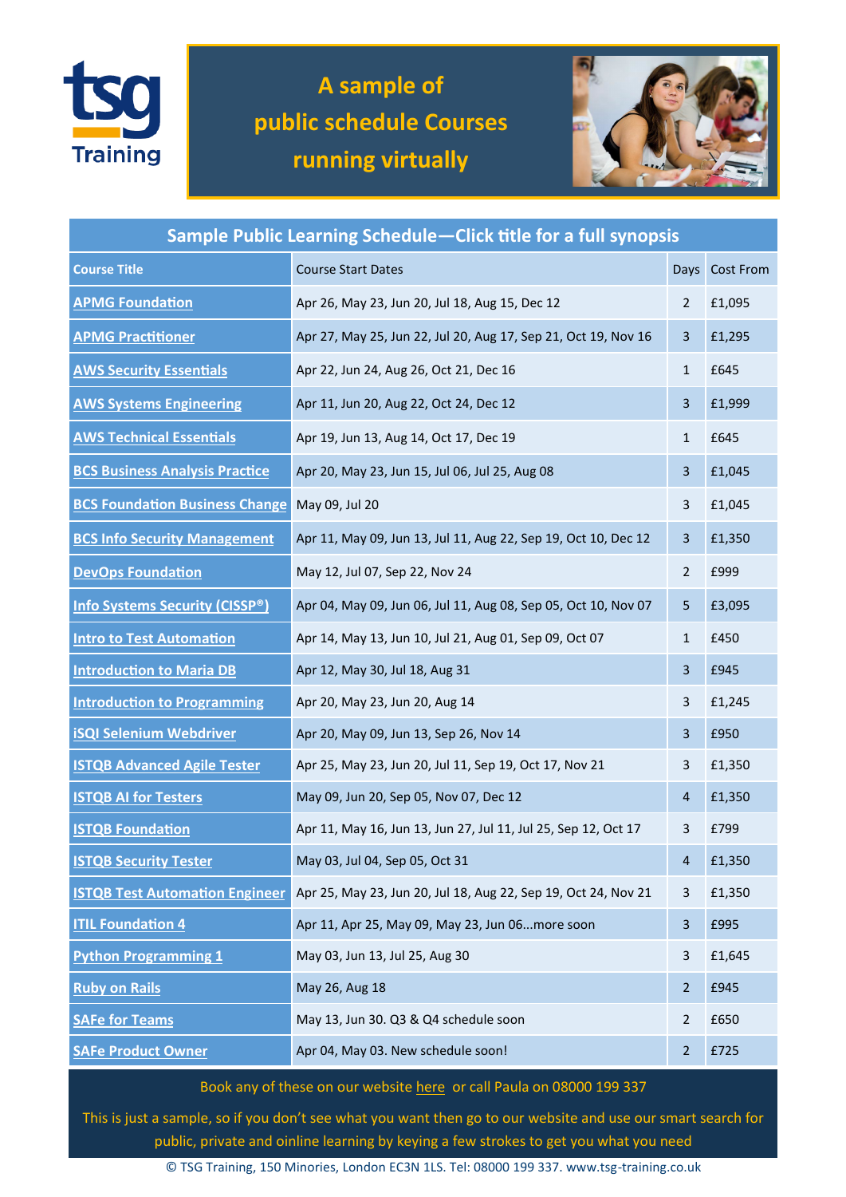tsg Training

# A sample of public schedule Courses running virtually

## Sample Public Learning Schedule—Click title for a full synopsis

| Course Title | Course Start Dates | Days | Cost From |
|---|---|---|---|
| APMG Foundation | Apr 26, May 23, Jun 20, Jul 18, Aug 15, Dec 12 | 2 | £1,095 |
| APMG Practitioner | Apr 27, May 25, Jun 22, Jul 20, Aug 17, Sep 21, Oct 19, Nov 16 | 3 | £1,295 |
| AWS Security Essentials | Apr 22, Jun 24, Aug 26, Oct 21, Dec 16 | 1 | £645 |
| AWS Systems Engineering | Apr 11, Jun 20, Aug 22, Oct 24, Dec 12 | 3 | £1,999 |
| AWS Technical Essentials | Apr 19, Jun 13, Aug 14, Oct 17, Dec 19 | 1 | £645 |
| BCS Business Analysis Practice | Apr 20, May 23, Jun 15, Jul 06, Jul 25, Aug 08 | 3 | £1,045 |
| BCS Foundation Business Change | May 09, Jul 20 | 3 | £1,045 |
| BCS Info Security Management | Apr 11, May 09, Jun 13, Jul 11, Aug 22, Sep 19, Oct 10, Dec 12 | 3 | £1,350 |
| DevOps Foundation | May 12, Jul 07, Sep 22, Nov 24 | 2 | £999 |
| Info Systems Security (CISSP®) | Apr 04, May 09, Jun 06, Jul 11, Aug 08, Sep 05, Oct 10, Nov 07 | 5 | £3,095 |
| Intro to Test Automation | Apr 14, May 13, Jun 10, Jul 21, Aug 01, Sep 09, Oct 07 | 1 | £450 |
| Introduction to Maria DB | Apr 12, May 30, Jul 18, Aug 31 | 3 | £945 |
| Introduction to Programming | Apr 20, May 23, Jun 20, Aug 14 | 3 | £1,245 |
| iSQI Selenium Webdriver | Apr 20, May 09, Jun 13, Sep 26, Nov 14 | 3 | £950 |
| ISTQB Advanced Agile Tester | Apr 25, May 23, Jun 20, Jul 11, Sep 19, Oct 17, Nov 21 | 3 | £1,350 |
| ISTQB AI for Testers | May 09, Jun 20, Sep 05, Nov 07, Dec 12 | 4 | £1,350 |
| ISTQB Foundation | Apr 11, May 16, Jun 13, Jun 27, Jul 11, Jul 25, Sep 12, Oct 17 | 3 | £799 |
| ISTQB Security Tester | May 03, Jul 04, Sep 05, Oct 31 | 4 | £1,350 |
| ISTQB Test Automation Engineer | Apr 25, May 23, Jun 20, Jul 18, Aug 22, Sep 19, Oct 24, Nov 21 | 3 | £1,350 |
| ITIL Foundation 4 | Apr 11, Apr 25, May 09, May 23, Jun 06...more soon | 3 | £995 |
| Python Programming 1 | May 03, Jun 13, Jul 25, Aug 30 | 3 | £1,645 |
| Ruby on Rails | May 26, Aug 18 | 2 | £945 |
| SAFe for Teams | May 13, Jun 30. Q3 & Q4 schedule soon | 2 | £650 |
| SAFe Product Owner | Apr 04, May 03. New schedule soon! | 2 | £725 |

Book any of these on our website here or call Paula on 08000 199 337

This is just a sample, so if you don't see what you want then go to our website and use our smart search for public, private and oinline learning by keying a few strokes to get you what you need

© TSG Training, 150 Minories, London EC3N 1LS. Tel: 08000 199 337. www.tsg-training.co.uk